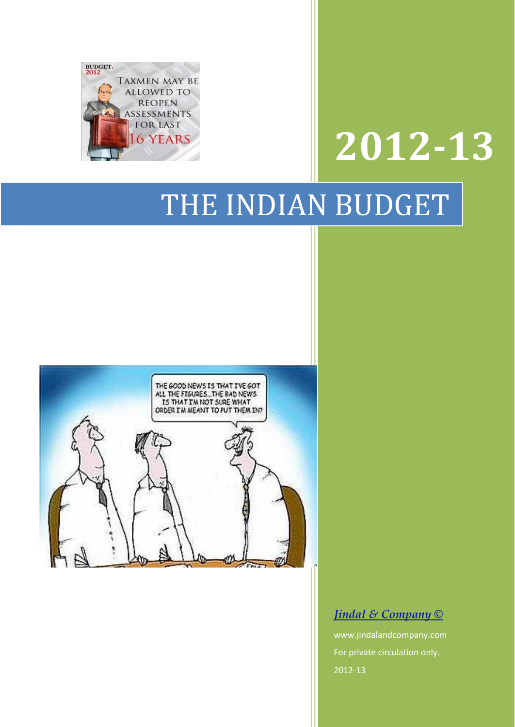# 2012-13

# THE INDIAN BUDGET

*Jindal & Company ©*

www.jindalandcompany.com

For private circulation only.

2012-13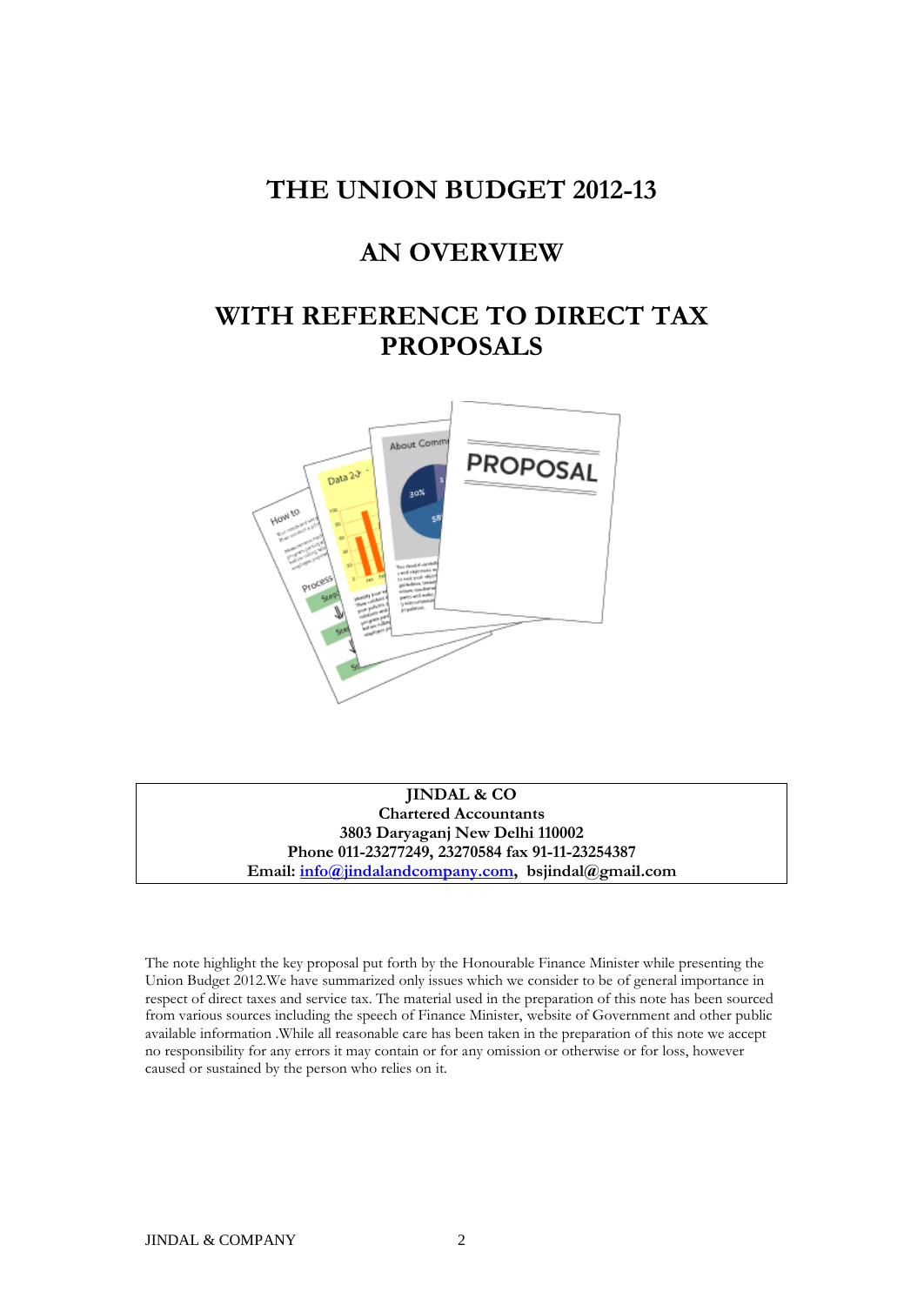# THE UNION BUDGET 2012-13

## AN OVERVIEW

## WITH REFERENCE TO DIRECT TAX PROPOSALS

**JINDAL & CO**
**Chartered Accountants**
**3803 Daryaganj New Delhi 110002**
**Phone 011-23277249, 23270584 fax 91-11-23254387**
**Email: info@jindalandcompany.com, bsjindal@gmail.com**

The note highlight the key proposal put forth by the Honourable Finance Minister while presenting the Union Budget 2012.We have summarized only issues which we consider to be of general importance in respect of direct taxes and service tax. The material used in the preparation of this note has been sourced from various sources including the speech of Finance Minister, website of Government and other public available information .While all reasonable care has been taken in the preparation of this note we accept no responsibility for any errors it may contain or for any omission or otherwise or for loss, however caused or sustained by the person who relies on it.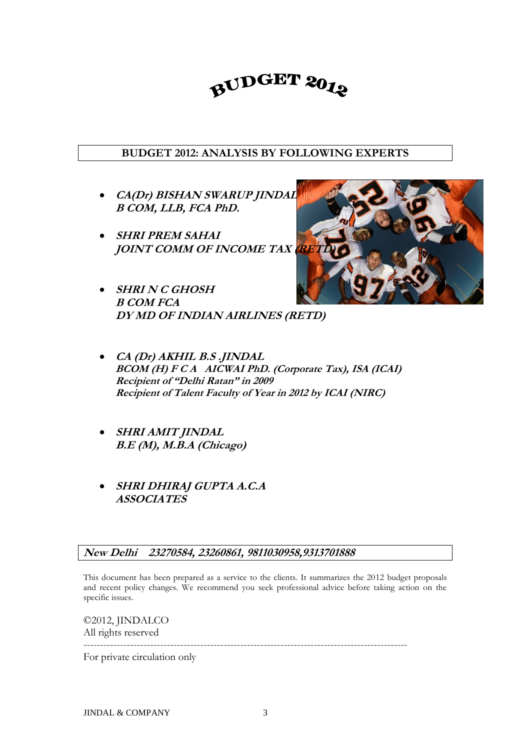# BUDGET 2012

**BUDGET 2012: ANALYSIS BY FOLLOWING EXPERTS**

- ***CA(Dr) BISHAN SWARUP JINDAL***
  ***B COM, LLB, FCA PhD.***

- ***SHRI PREM SAHAI***
  ***JOINT COMM OF INCOME TAX (RETD)***

- ***SHRI N C GHOSH***
  ***B COM FCA***
  ***DY MD OF INDIAN AIRLINES (RETD)***

- ***CA (Dr) AKHIL B.S .JINDAL***
  ***BCOM (H) F C A AICWAI PhD. (Corporate Tax), ISA (ICAI)***
  ***Recipient of "Delhi Ratan" in 2009***
  ***Recipient of Talent Faculty of Year in 2012 by ICAI (NIRC)***

- ***SHRI AMIT JINDAL***
  ***B.E (M), M.B.A (Chicago)***

- ***SHRI DHIRAJ GUPTA A.C.A***
  ***ASSOCIATES***

***New Delhi 23270584, 23260861, 9811030958,9313701888***

This document has been prepared as a service to the clients. It summarizes the 2012 budget proposals and recent policy changes. We recommend you seek professional advice before taking action on the specific issues.

©2012, JINDALCO
All rights reserved

---

For private circulation only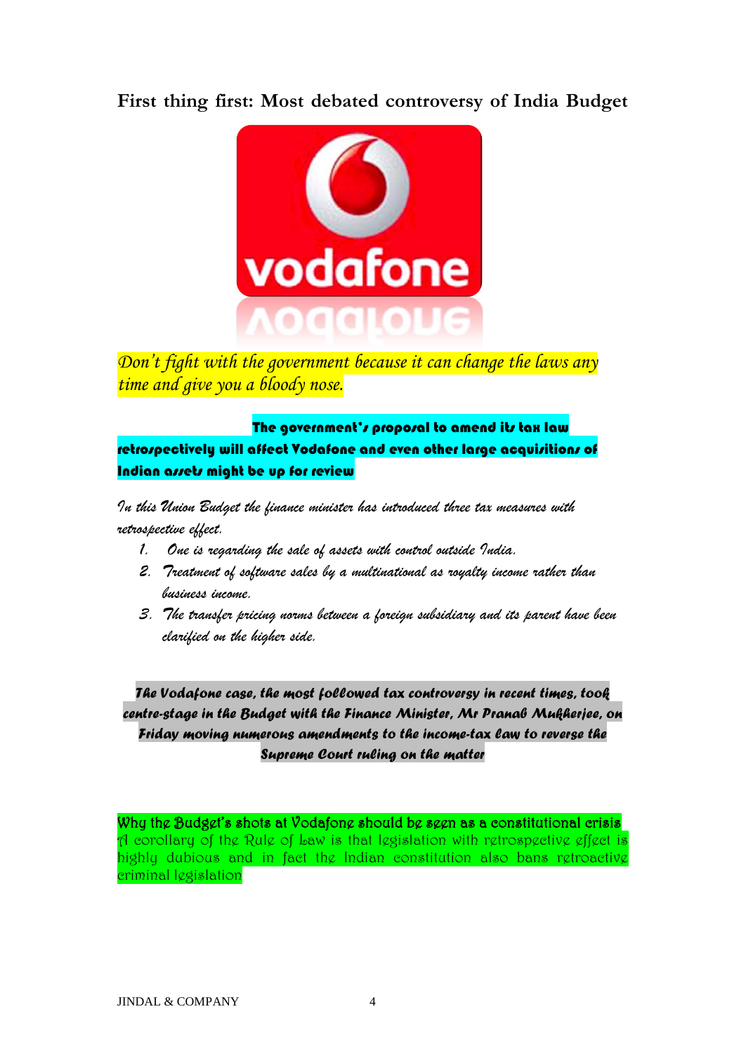## First thing first: Most debated controversy of India Budget

*Don't fight with the government because it can change the laws any time and give you a bloody nose.*

**The government's proposal to amend its tax law retrospectively will affect Vodafone and even other large acquisitions of Indian assets might be up for review**

*In this Union Budget the finance minister has introduced three tax measures with retrospective effect.*

1. *One is regarding the sale of assets with control outside India.*
2. *Treatment of software sales by a multinational as royalty income rather than business income.*
3. *The transfer pricing norms between a foreign subsidiary and its parent have been clarified on the higher side.*

***The Vodafone case, the most followed tax controversy in recent times, took centre-stage in the Budget with the Finance Minister, Mr Pranab Mukherjee, on Friday moving numerous amendments to the income-tax law to reverse the Supreme Court ruling on the matter***

**Why the Budget's shots at Vodafone should be seen as a constitutional crisis**
A corollary of the Rule of Law is that legislation with retrospective effect is highly dubious and in fact the Indian constitution also bans retroactive criminal legislation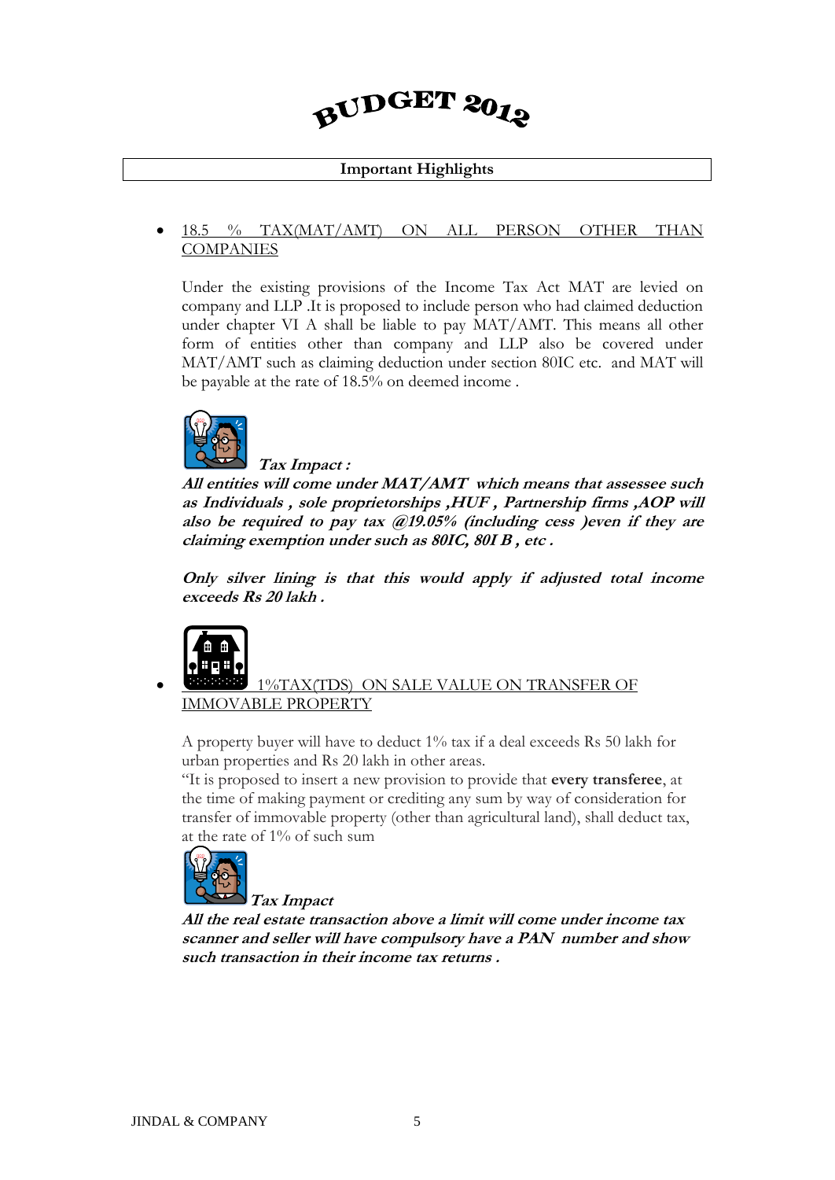# BUDGET 2012

**Important Highlights**

- <u>18.5 % TAX(MAT/AMT) ON ALL PERSON OTHER THAN COMPANIES</u>

  Under the existing provisions of the Income Tax Act MAT are levied on company and LLP .It is proposed to include person who had claimed deduction under chapter VI A shall be liable to pay MAT/AMT. This means all other form of entities other than company and LLP also be covered under MAT/AMT such as claiming deduction under section 80IC etc. and MAT will be payable at the rate of 18.5% on deemed income .

  ***Tax Impact :***

  ***All entities will come under MAT/AMT which means that assessee such as Individuals , sole proprietorships ,HUF , Partnership firms ,AOP will also be required to pay tax @19.05% (including cess )even if they are claiming exemption under such as 80IC, 80I B , etc .***

  ***Only silver lining is that this would apply if adjusted total income exceeds Rs 20 lakh .***

- <u>1%TAX(TDS) ON SALE VALUE ON TRANSFER OF IMMOVABLE PROPERTY</u>

  A property buyer will have to deduct 1% tax if a deal exceeds Rs 50 lakh for urban properties and Rs 20 lakh in other areas.

  "It is proposed to insert a new provision to provide that **every transferee**, at the time of making payment or crediting any sum by way of consideration for transfer of immovable property (other than agricultural land), shall deduct tax, at the rate of 1% of such sum

  ***Tax Impact***

  ***All the real estate transaction above a limit will come under income tax scanner and seller will have compulsory have a PAN number and show such transaction in their income tax returns .***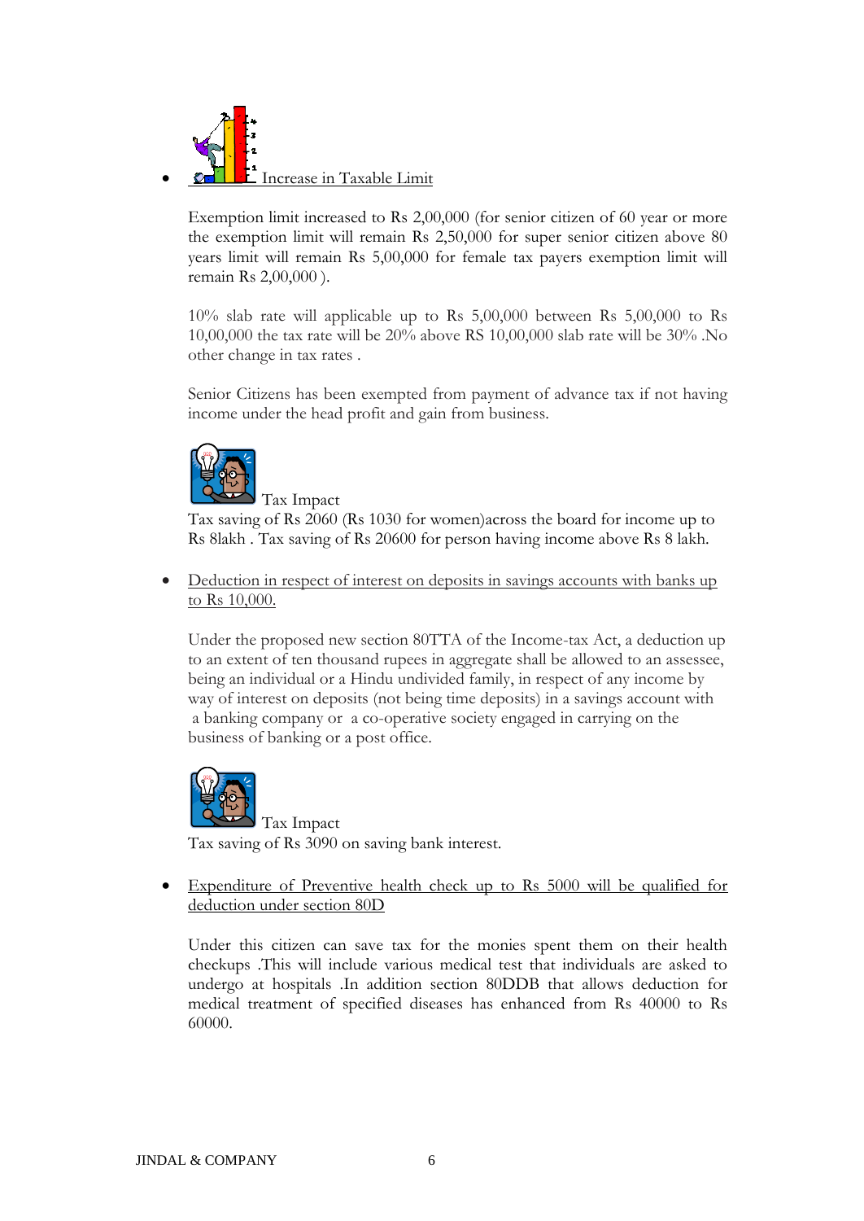- <u>Increase in Taxable Limit</u>

  Exemption limit increased to Rs 2,00,000 (for senior citizen of 60 year or more the exemption limit will remain Rs 2,50,000 for super senior citizen above 80 years limit will remain Rs 5,00,000 for female tax payers exemption limit will remain Rs 2,00,000 ).

  10% slab rate will applicable up to Rs 5,00,000 between Rs 5,00,000 to Rs 10,00,000 the tax rate will be 20% above RS 10,00,000 slab rate will be 30% .No other change in tax rates .

  Senior Citizens has been exempted from payment of advance tax if not having income under the head profit and gain from business.

  Tax Impact

  Tax saving of Rs 2060 (Rs 1030 for women)across the board for income up to Rs 8lakh . Tax saving of Rs 20600 for person having income above Rs 8 lakh.

- <u>Deduction in respect of interest on deposits in savings accounts with banks up to Rs 10,000.</u>

  Under the proposed new section 80TTA of the Income-tax Act, a deduction up to an extent of ten thousand rupees in aggregate shall be allowed to an assessee, being an individual or a Hindu undivided family, in respect of any income by way of interest on deposits (not being time deposits) in a savings account with a banking company or a co-operative society engaged in carrying on the business of banking or a post office.

  Tax Impact

  Tax saving of Rs 3090 on saving bank interest.

- <u>Expenditure of Preventive health check up to Rs 5000 will be qualified for deduction under section 80D</u>

  Under this citizen can save tax for the monies spent them on their health checkups .This will include various medical test that individuals are asked to undergo at hospitals .In addition section 80DDB that allows deduction for medical treatment of specified diseases has enhanced from Rs 40000 to Rs 60000.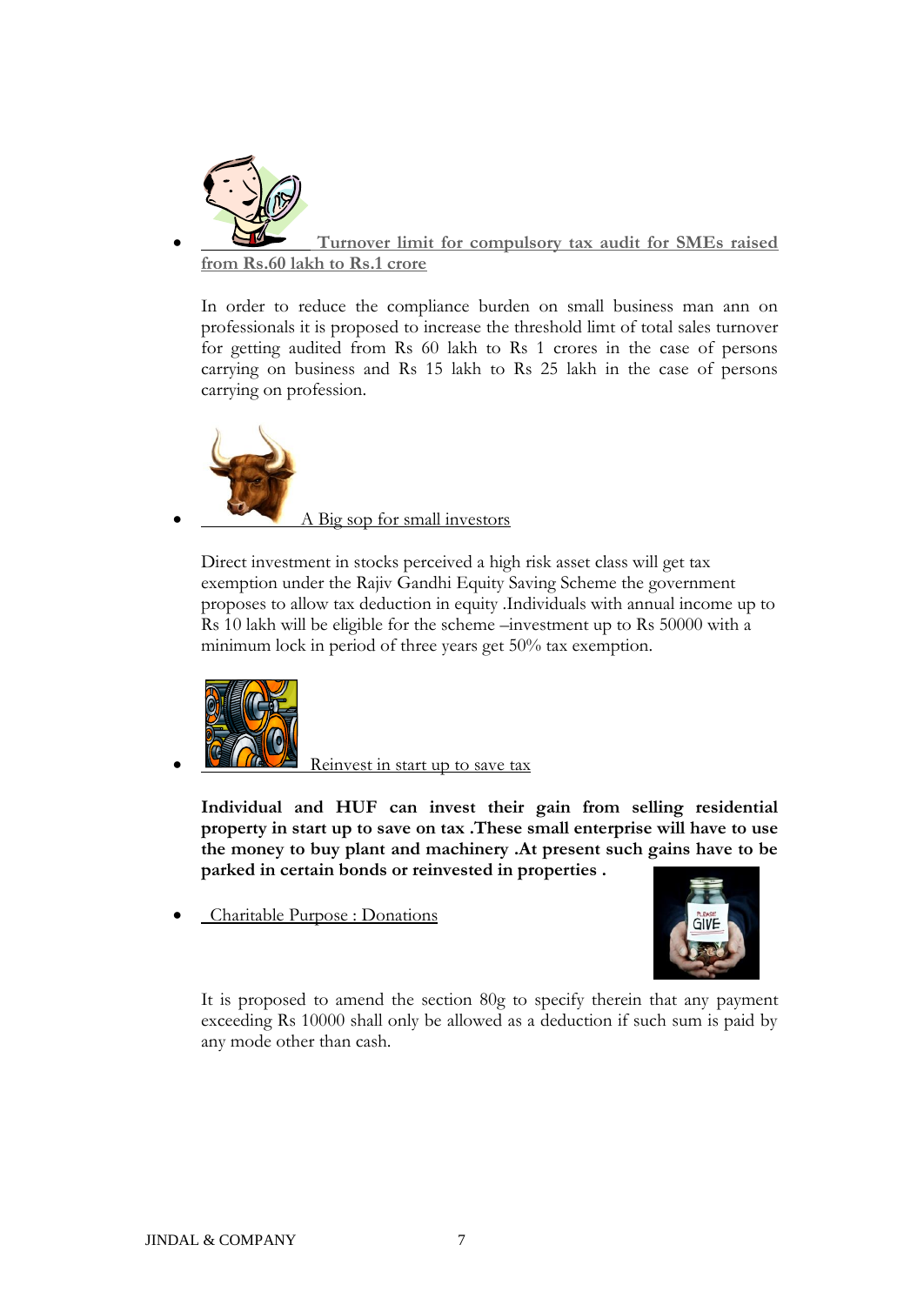- **Turnover limit for compulsory tax audit for SMEs raised from Rs.60 lakh to Rs.1 crore**

  In order to reduce the compliance burden on small business man ann on professionals it is proposed to increase the threshold limt of total sales turnover for getting audited from Rs 60 lakh to Rs 1 crores in the case of persons carrying on business and Rs 15 lakh to Rs 25 lakh in the case of persons carrying on profession.

- A Big sop for small investors

  Direct investment in stocks perceived a high risk asset class will get tax exemption under the Rajiv Gandhi Equity Saving Scheme the government proposes to allow tax deduction in equity .Individuals with annual income up to Rs 10 lakh will be eligible for the scheme –investment up to Rs 50000 with a minimum lock in period of three years get 50% tax exemption.

- Reinvest in start up to save tax

  **Individual and HUF can invest their gain from selling residential property in start up to save on tax .These small enterprise will have to use the money to buy plant and machinery .At present such gains have to be parked in certain bonds or reinvested in properties .**

- Charitable Purpose : Donations

  It is proposed to amend the section 80g to specify therein that any payment exceeding Rs 10000 shall only be allowed as a deduction if such sum is paid by any mode other than cash.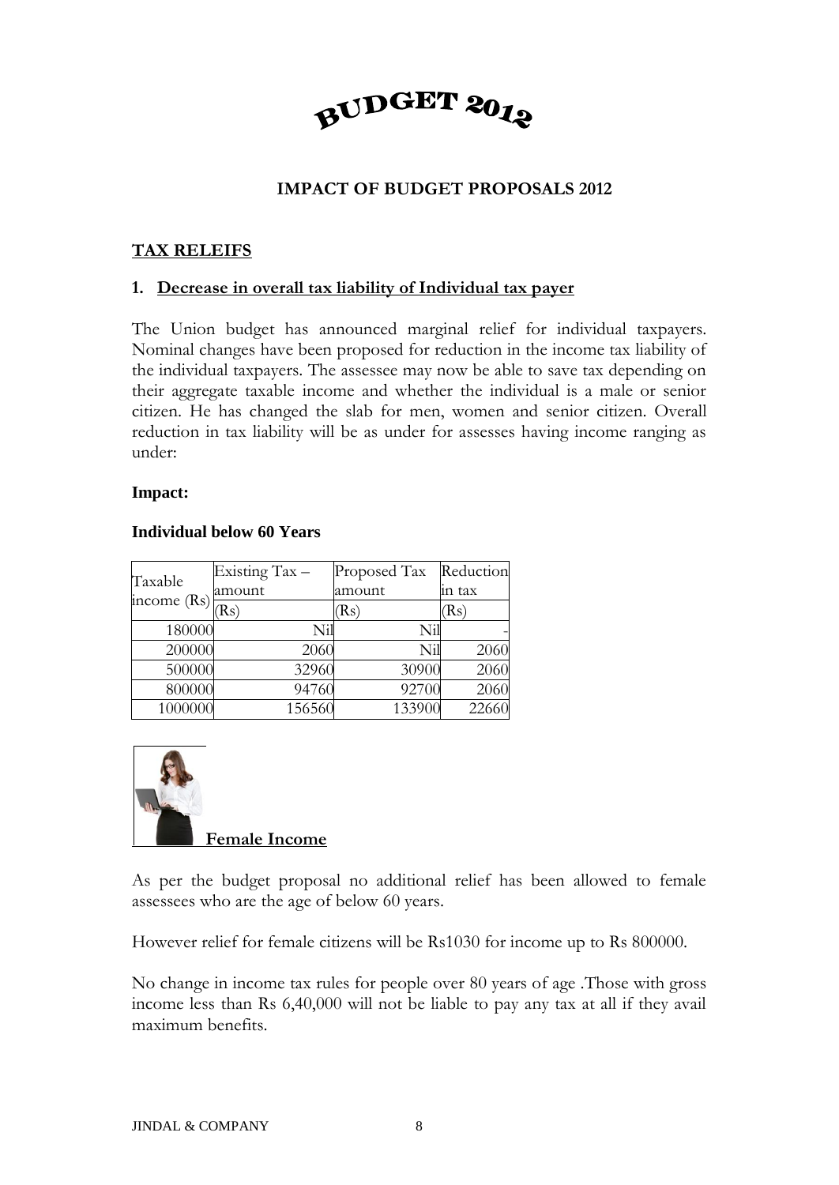# BUDGET 2012

## IMPACT OF BUDGET PROPOSALS 2012

### TAX RELEIFS

#### 1. Decrease in overall tax liability of Individual tax payer

The Union budget has announced marginal relief for individual taxpayers. Nominal changes have been proposed for reduction in the income tax liability of the individual taxpayers. The assessee may now be able to save tax depending on their aggregate taxable income and whether the individual is a male or senior citizen. He has changed the slab for men, women and senior citizen. Overall reduction in tax liability will be as under for assesses having income ranging as under:

**Impact:**

**Individual below 60 Years**

| Taxable income (Rs) | Existing Tax – amount (Rs) | Proposed Tax amount (Rs) | Reduction in tax (Rs) |
|---|---|---|---|
| 180000 | Nil | Nil | - |
| 200000 | 2060 | Nil | 2060 |
| 500000 | 32960 | 30900 | 2060 |
| 800000 | 94760 | 92700 | 2060 |
| 1000000 | 156560 | 133900 | 22660 |

**Female Income**

As per the budget proposal no additional relief has been allowed to female assessees who are the age of below 60 years.

However relief for female citizens will be Rs1030 for income up to Rs 800000.

No change in income tax rules for people over 80 years of age .Those with gross income less than Rs 6,40,000 will not be liable to pay any tax at all if they avail maximum benefits.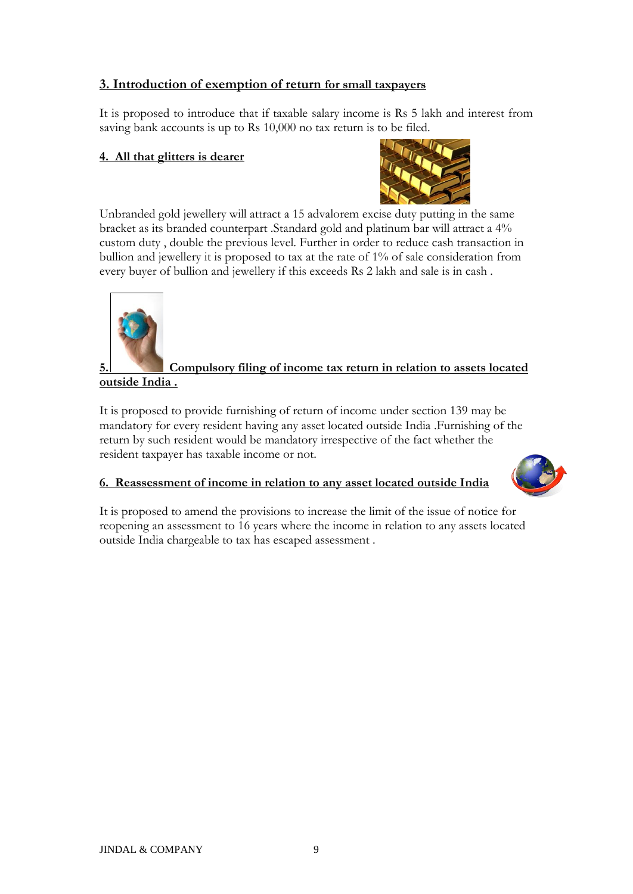**3. Introduction of exemption of return for small taxpayers**

It is proposed to introduce that if taxable salary income is Rs 5 lakh and interest from saving bank accounts is up to Rs 10,000 no tax return is to be filed.

**4. All that glitters is dearer**

Unbranded gold jewellery will attract a 15 advalorem excise duty putting in the same bracket as its branded counterpart .Standard gold and platinum bar will attract a 4% custom duty , double the previous level. Further in order to reduce cash transaction in bullion and jewellery it is proposed to tax at the rate of 1% of sale consideration from every buyer of bullion and jewellery if this exceeds Rs 2 lakh and sale is in cash .

**5. Compulsory filing of income tax return in relation to assets located outside India .**

It is proposed to provide furnishing of return of income under section 139 may be mandatory for every resident having any asset located outside India .Furnishing of the return by such resident would be mandatory irrespective of the fact whether the resident taxpayer has taxable income or not.

**6. Reassessment of income in relation to any asset located outside India**

It is proposed to amend the provisions to increase the limit of the issue of notice for reopening an assessment to 16 years where the income in relation to any assets located outside India chargeable to tax has escaped assessment .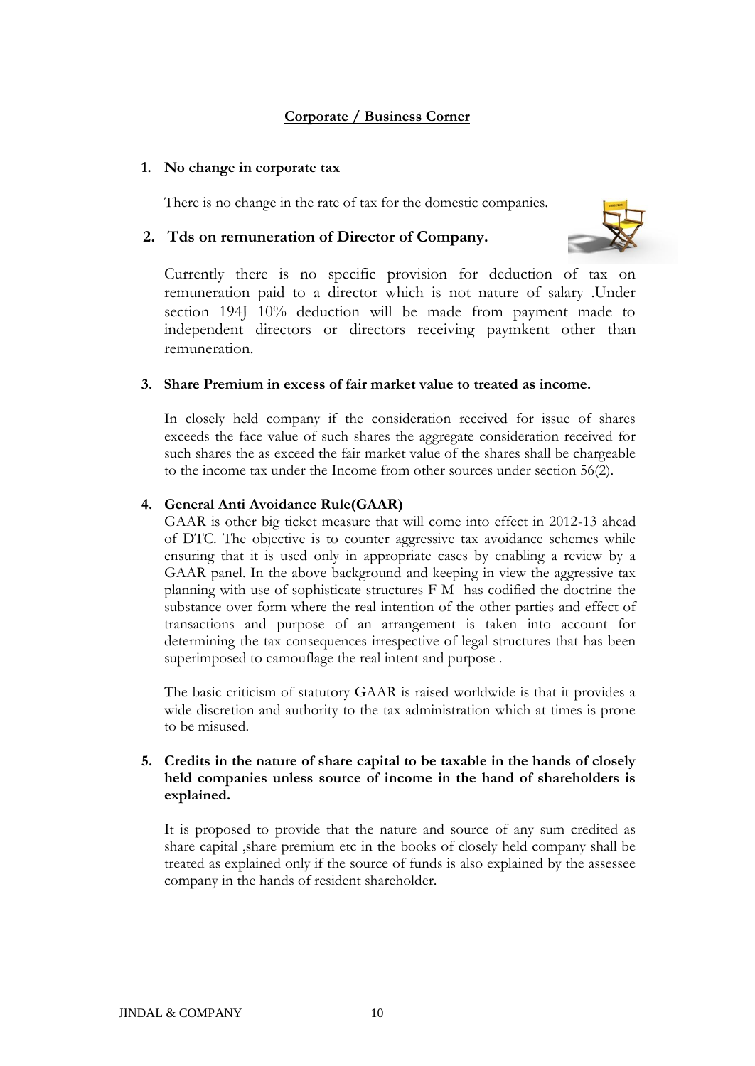## Corporate / Business Corner

**1. No change in corporate tax**

There is no change in the rate of tax for the domestic companies.

**2. Tds on remuneration of Director of Company.**

Currently there is no specific provision for deduction of tax on remuneration paid to a director which is not nature of salary .Under section 194J 10% deduction will be made from payment made to independent directors or directors receiving paymkent other than remuneration.

**3. Share Premium in excess of fair market value to treated as income.**

In closely held company if the consideration received for issue of shares exceeds the face value of such shares the aggregate consideration received for such shares the as exceed the fair market value of the shares shall be chargeable to the income tax under the Income from other sources under section 56(2).

**4. General Anti Avoidance Rule(GAAR)**

GAAR is other big ticket measure that will come into effect in 2012-13 ahead of DTC. The objective is to counter aggressive tax avoidance schemes while ensuring that it is used only in appropriate cases by enabling a review by a GAAR panel. In the above background and keeping in view the aggressive tax planning with use of sophisticate structures F M has codified the doctrine the substance over form where the real intention of the other parties and effect of transactions and purpose of an arrangement is taken into account for determining the tax consequences irrespective of legal structures that has been superimposed to camouflage the real intent and purpose .

The basic criticism of statutory GAAR is raised worldwide is that it provides a wide discretion and authority to the tax administration which at times is prone to be misused.

**5. Credits in the nature of share capital to be taxable in the hands of closely held companies unless source of income in the hand of shareholders is explained.**

It is proposed to provide that the nature and source of any sum credited as share capital ,share premium etc in the books of closely held company shall be treated as explained only if the source of funds is also explained by the assessee company in the hands of resident shareholder.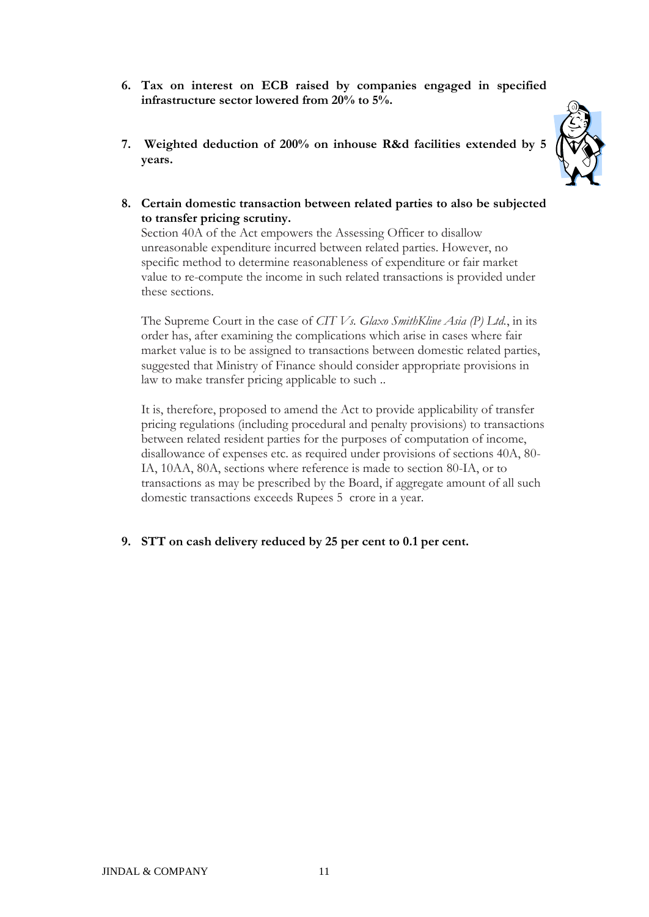6. **Tax on interest on ECB raised by companies engaged in specified infrastructure sector lowered from 20% to 5%.**

7. **Weighted deduction of 200% on inhouse R&d facilities extended by 5 years.**

8. **Certain domestic transaction between related parties to also be subjected to transfer pricing scrutiny.**

   Section 40A of the Act empowers the Assessing Officer to disallow unreasonable expenditure incurred between related parties. However, no specific method to determine reasonableness of expenditure or fair market value to re-compute the income in such related transactions is provided under these sections.

   The Supreme Court in the case of *CIT Vs. Glaxo SmithKline Asia (P) Ltd.*, in its order has, after examining the complications which arise in cases where fair market value is to be assigned to transactions between domestic related parties, suggested that Ministry of Finance should consider appropriate provisions in law to make transfer pricing applicable to such ..

   It is, therefore, proposed to amend the Act to provide applicability of transfer pricing regulations (including procedural and penalty provisions) to transactions between related resident parties for the purposes of computation of income, disallowance of expenses etc. as required under provisions of sections 40A, 80-IA, 10AA, 80A, sections where reference is made to section 80-IA, or to transactions as may be prescribed by the Board, if aggregate amount of all such domestic transactions exceeds Rupees 5 crore in a year.

9. **STT on cash delivery reduced by 25 per cent to 0.1 per cent.**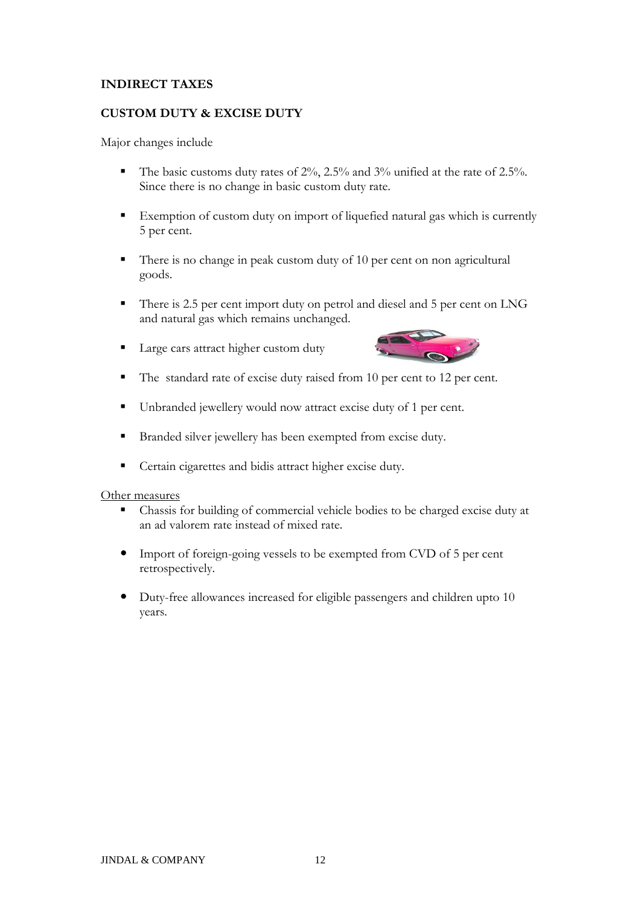**INDIRECT TAXES**

**CUSTOM DUTY & EXCISE DUTY**

Major changes include

- The basic customs duty rates of 2%, 2.5% and 3% unified at the rate of 2.5%. Since there is no change in basic custom duty rate.
- Exemption of custom duty on import of liquefied natural gas which is currently 5 per cent.
- There is no change in peak custom duty of 10 per cent on non agricultural goods.
- There is 2.5 per cent import duty on petrol and diesel and 5 per cent on LNG and natural gas which remains unchanged.
- Large cars attract higher custom duty
- The standard rate of excise duty raised from 10 per cent to 12 per cent.
- Unbranded jewellery would now attract excise duty of 1 per cent.
- Branded silver jewellery has been exempted from excise duty.
- Certain cigarettes and bidis attract higher excise duty.

Other measures

- Chassis for building of commercial vehicle bodies to be charged excise duty at an ad valorem rate instead of mixed rate.
- Import of foreign-going vessels to be exempted from CVD of 5 per cent retrospectively.
- Duty-free allowances increased for eligible passengers and children upto 10 years.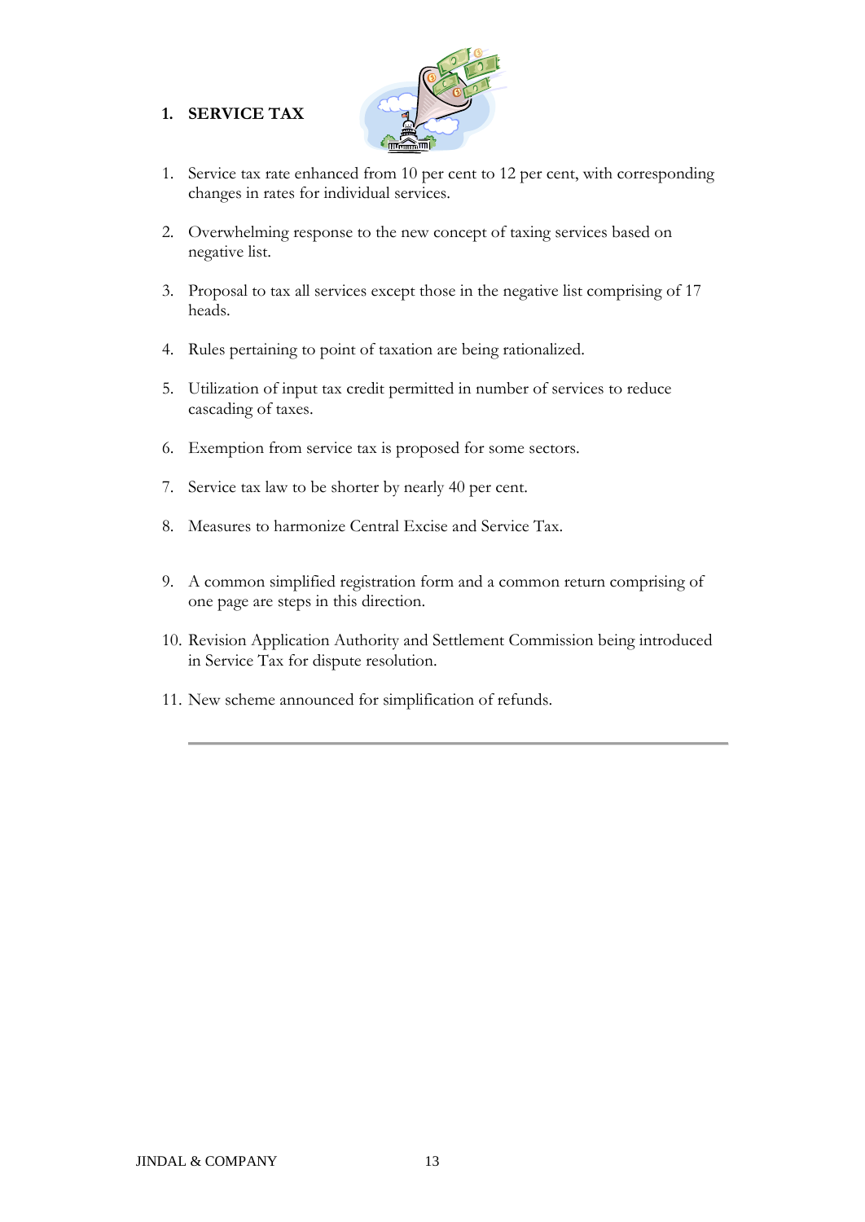## 1. SERVICE TAX

1. Service tax rate enhanced from 10 per cent to 12 per cent, with corresponding changes in rates for individual services.

2. Overwhelming response to the new concept of taxing services based on negative list.

3. Proposal to tax all services except those in the negative list comprising of 17 heads.

4. Rules pertaining to point of taxation are being rationalized.

5. Utilization of input tax credit permitted in number of services to reduce cascading of taxes.

6. Exemption from service tax is proposed for some sectors.

7. Service tax law to be shorter by nearly 40 per cent.

8. Measures to harmonize Central Excise and Service Tax.

9. A common simplified registration form and a common return comprising of one page are steps in this direction.

10. Revision Application Authority and Settlement Commission being introduced in Service Tax for dispute resolution.

11. New scheme announced for simplification of refunds.

---